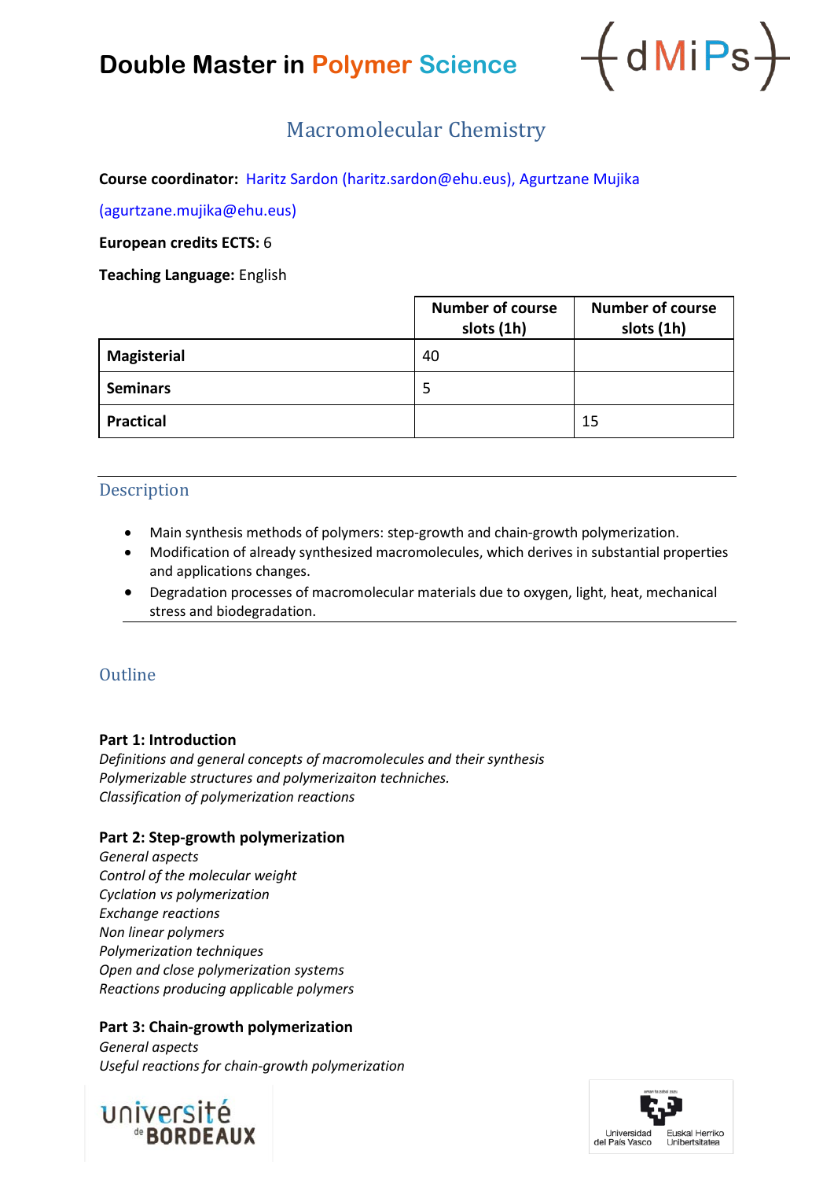# Double Master in Polymer Science

## Macromolecular Chemistry

**Course coordinator:** Haritz Sardon (haritz.sardon@ehu.eus), Agurtzane Mujika (agurtzane.mujika@ehu.eus)

**European credits ECTS:** 6

**Teaching Language:** English

| | Number of course slots (1h) | Number of course slots (1h) |
|---|---|---|
| **Magisterial** | 40 | |
| **Seminars** | 5 | |
| **Practical** | | 15 |

### Description

- Main synthesis methods of polymers: step-growth and chain-growth polymerization.
- Modification of already synthesized macromolecules, which derives in substantial properties and applications changes.
- Degradation processes of macromolecular materials due to oxygen, light, heat, mechanical stress and biodegradation.

### Outline

**Part 1: Introduction**
*Definitions and general concepts of macromolecules and their synthesis*
*Polymerizable structures and polymerizaiton techniches.*
*Classification of polymerization reactions*

**Part 2: Step-growth polymerization**
*General aspects*
*Control of the molecular weight*
*Cyclation vs polymerization*
*Exchange reactions*
*Non linear polymers*
*Polymerization techniques*
*Open and close polymerization systems*
*Reactions producing applicable polymers*

**Part 3: Chain-growth polymerization**
*General aspects*
*Useful reactions for chain-growth polymerization*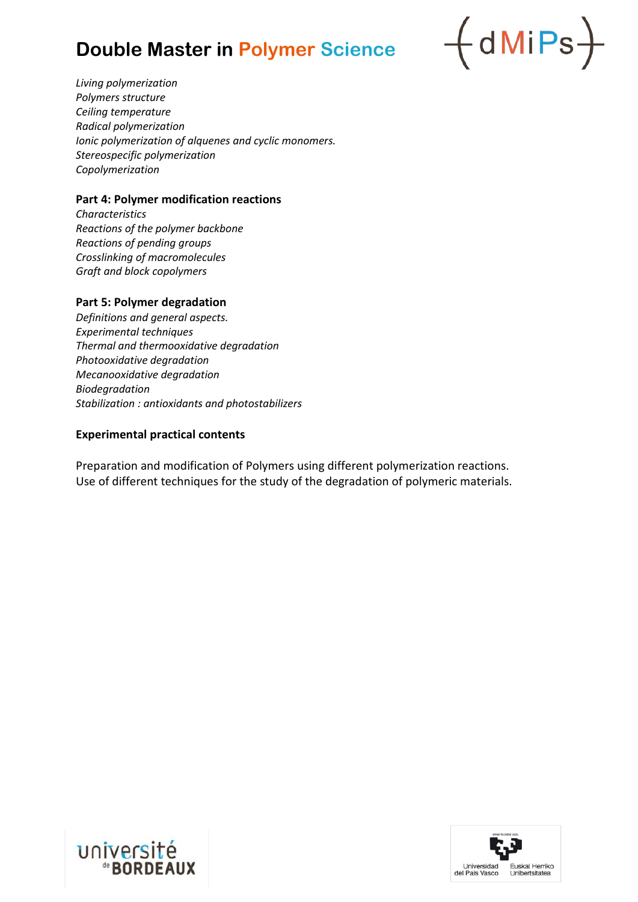*Living polymerization*
*Polymers structure*
*Ceiling temperature*
*Radical polymerization*
*Ionic polymerization of alquenes and cyclic monomers.*
*Stereospecific polymerization*
*Copolymerization*

**Part 4: Polymer modification reactions**

*Characteristics*
*Reactions of the polymer backbone*
*Reactions of pending groups*
*Crosslinking of macromolecules*
*Graft and block copolymers*

**Part 5: Polymer degradation**

*Definitions and general aspects.*
*Experimental techniques*
*Thermal and thermooxidative degradation*
*Photooxidative degradation*
*Mecanooxidative degradation*
*Biodegradation*
*Stabilization : antioxidants and photostabilizers*

**Experimental practical contents**

Preparation and modification of Polymers using different polymerization reactions.
Use of different techniques for the study of the degradation of polymeric materials.